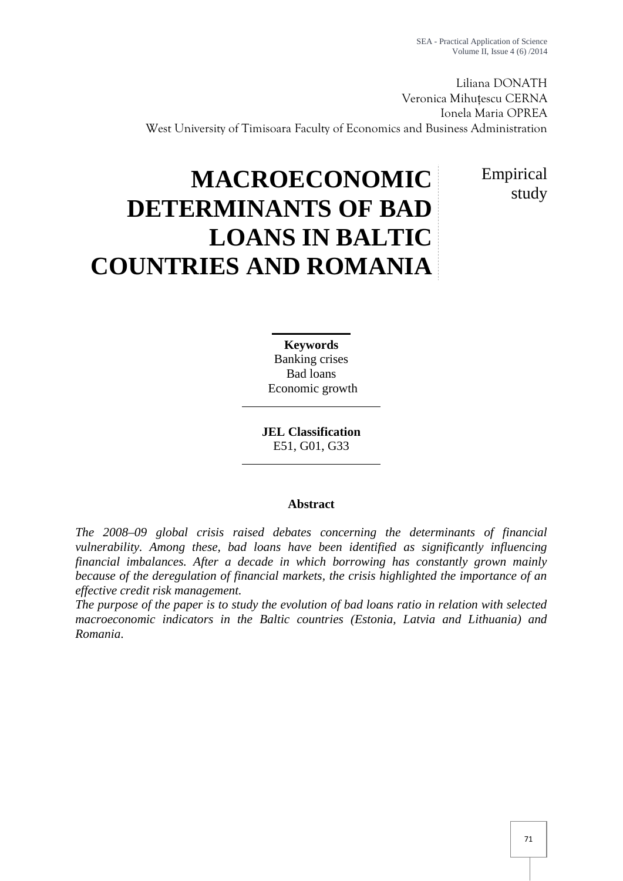Liliana DONATH
Veronica Mihuțescu CERNA
Ionela Maria OPREA
West University of Timisoara Faculty of Economics and Business Administration

# MACROECONOMIC DETERMINANTS OF BAD LOANS IN BALTIC COUNTRIES AND ROMANIA

Empirical study

**Keywords**
Banking crises
Bad loans
Economic growth

**JEL Classification**
E51, G01, G33

**Abstract**

*The 2008–09 global crisis raised debates concerning the determinants of financial vulnerability. Among these, bad loans have been identified as significantly influencing financial imbalances. After a decade in which borrowing has constantly grown mainly because of the deregulation of financial markets, the crisis highlighted the importance of an effective credit risk management.*

*The purpose of the paper is to study the evolution of bad loans ratio in relation with selected macroeconomic indicators in the Baltic countries (Estonia, Latvia and Lithuania) and Romania.*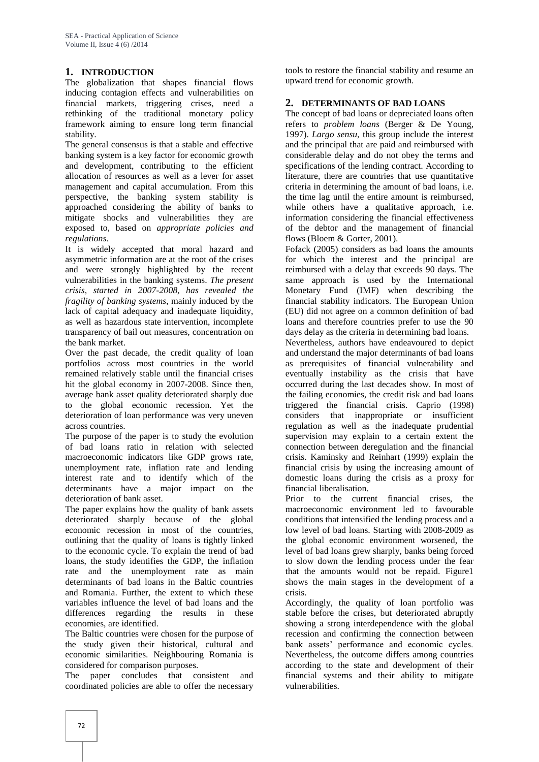## 1. INTRODUCTION

The globalization that shapes financial flows inducing contagion effects and vulnerabilities on financial markets, triggering crises, need a rethinking of the traditional monetary policy framework aiming to ensure long term financial stability.

The general consensus is that a stable and effective banking system is a key factor for economic growth and development, contributing to the efficient allocation of resources as well as a lever for asset management and capital accumulation. From this perspective, the banking system stability is approached considering the ability of banks to mitigate shocks and vulnerabilities they are exposed to, based on *appropriate policies and regulations.*

It is widely accepted that moral hazard and asymmetric information are at the root of the crises and were strongly highlighted by the recent vulnerabilities in the banking systems. *The present crisis, started in 2007-2008, has revealed the fragility of banking systems*, mainly induced by the lack of capital adequacy and inadequate liquidity, as well as hazardous state intervention, incomplete transparency of bail out measures, concentration on the bank market.

Over the past decade, the credit quality of loan portfolios across most countries in the world remained relatively stable until the financial crises hit the global economy in 2007-2008. Since then, average bank asset quality deteriorated sharply due to the global economic recession. Yet the deterioration of loan performance was very uneven across countries.

The purpose of the paper is to study the evolution of bad loans ratio in relation with selected macroeconomic indicators like GDP grows rate, unemployment rate, inflation rate and lending interest rate and to identify which of the determinants have a major impact on the deterioration of bank asset.

The paper explains how the quality of bank assets deteriorated sharply because of the global economic recession in most of the countries, outlining that the quality of loans is tightly linked to the economic cycle. To explain the trend of bad loans, the study identifies the GDP, the inflation rate and the unemployment rate as main determinants of bad loans in the Baltic countries and Romania. Further, the extent to which these variables influence the level of bad loans and the differences regarding the results in these economies, are identified.

The Baltic countries were chosen for the purpose of the study given their historical, cultural and economic similarities. Neighbouring Romania is considered for comparison purposes.

The paper concludes that consistent and coordinated policies are able to offer the necessary tools to restore the financial stability and resume an upward trend for economic growth.

## 2. DETERMINANTS OF BAD LOANS

The concept of bad loans or depreciated loans often refers to *problem loans* (Berger & De Young, 1997). *Largo sensu*, this group include the interest and the principal that are paid and reimbursed with considerable delay and do not obey the terms and specifications of the lending contract. According to literature, there are countries that use quantitative criteria in determining the amount of bad loans, i.e. the time lag until the entire amount is reimbursed, while others have a qualitative approach, i.e. information considering the financial effectiveness of the debtor and the management of financial flows (Bloem & Gorter, 2001).

Fofack (2005) considers as bad loans the amounts for which the interest and the principal are reimbursed with a delay that exceeds 90 days. The same approach is used by the International Monetary Fund (IMF) when describing the financial stability indicators. The European Union (EU) did not agree on a common definition of bad loans and therefore countries prefer to use the 90 days delay as the criteria in determining bad loans.

Nevertheless, authors have endeavoured to depict and understand the major determinants of bad loans as prerequisites of financial vulnerability and eventually instability as the crisis that have occurred during the last decades show. In most of the failing economies, the credit risk and bad loans triggered the financial crisis. Caprio (1998) considers that inappropriate or insufficient regulation as well as the inadequate prudential supervision may explain to a certain extent the connection between deregulation and the financial crisis. Kaminsky and Reinhart (1999) explain the financial crisis by using the increasing amount of domestic loans during the crisis as a proxy for financial liberalisation.

Prior to the current financial crises, the macroeconomic environment led to favourable conditions that intensified the lending process and a low level of bad loans. Starting with 2008-2009 as the global economic environment worsened, the level of bad loans grew sharply, banks being forced to slow down the lending process under the fear that the amounts would not be repaid. Figure1 shows the main stages in the development of a crisis.

Accordingly, the quality of loan portfolio was stable before the crises, but deteriorated abruptly showing a strong interdependence with the global recession and confirming the connection between bank assets' performance and economic cycles. Nevertheless, the outcome differs among countries according to the state and development of their financial systems and their ability to mitigate vulnerabilities.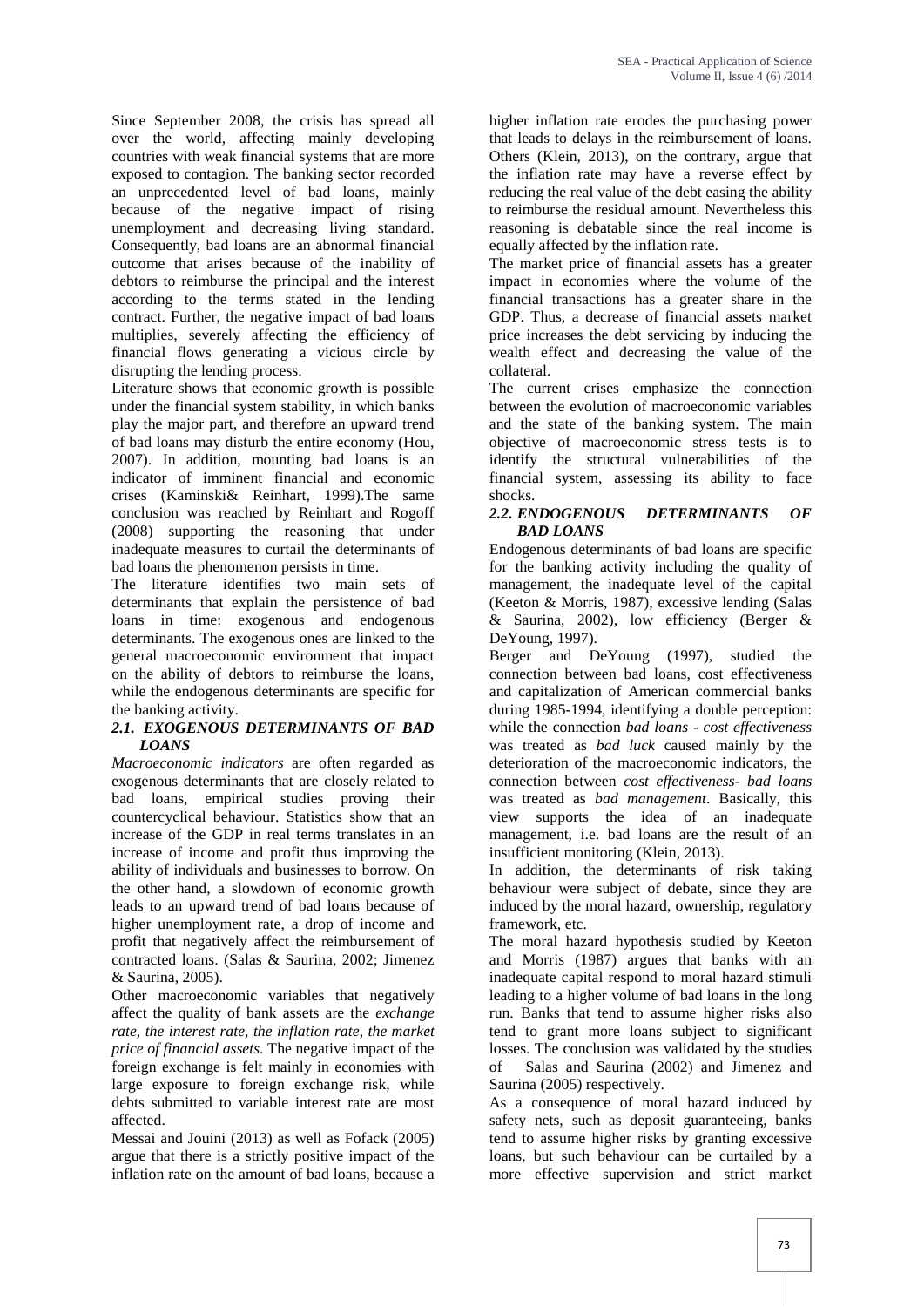Since September 2008, the crisis has spread all over the world, affecting mainly developing countries with weak financial systems that are more exposed to contagion. The banking sector recorded an unprecedented level of bad loans, mainly because of the negative impact of rising unemployment and decreasing living standard. Consequently, bad loans are an abnormal financial outcome that arises because of the inability of debtors to reimburse the principal and the interest according to the terms stated in the lending contract. Further, the negative impact of bad loans multiplies, severely affecting the efficiency of financial flows generating a vicious circle by disrupting the lending process.

Literature shows that economic growth is possible under the financial system stability, in which banks play the major part, and therefore an upward trend of bad loans may disturb the entire economy (Hou, 2007). In addition, mounting bad loans is an indicator of imminent financial and economic crises (Kaminski& Reinhart, 1999).The same conclusion was reached by Reinhart and Rogoff (2008) supporting the reasoning that under inadequate measures to curtail the determinants of bad loans the phenomenon persists in time.

The literature identifies two main sets of determinants that explain the persistence of bad loans in time: exogenous and endogenous determinants. The exogenous ones are linked to the general macroeconomic environment that impact on the ability of debtors to reimburse the loans, while the endogenous determinants are specific for the banking activity.

### *2.1. EXOGENOUS DETERMINANTS OF BAD LOANS*

*Macroeconomic indicators* are often regarded as exogenous determinants that are closely related to bad loans, empirical studies proving their countercyclical behaviour. Statistics show that an increase of the GDP in real terms translates in an increase of income and profit thus improving the ability of individuals and businesses to borrow. On the other hand, a slowdown of economic growth leads to an upward trend of bad loans because of higher unemployment rate, a drop of income and profit that negatively affect the reimbursement of contracted loans. (Salas & Saurina, 2002; Jimenez & Saurina, 2005).

Other macroeconomic variables that negatively affect the quality of bank assets are the *exchange rate, the interest rate, the inflation rate, the market price of financial assets*. The negative impact of the foreign exchange is felt mainly in economies with large exposure to foreign exchange risk, while debts submitted to variable interest rate are most affected.

Messai and Jouini (2013) as well as Fofack (2005) argue that there is a strictly positive impact of the inflation rate on the amount of bad loans, because a higher inflation rate erodes the purchasing power that leads to delays in the reimbursement of loans. Others (Klein, 2013), on the contrary, argue that the inflation rate may have a reverse effect by reducing the real value of the debt easing the ability to reimburse the residual amount. Nevertheless this reasoning is debatable since the real income is equally affected by the inflation rate.

The market price of financial assets has a greater impact in economies where the volume of the financial transactions has a greater share in the GDP. Thus, a decrease of financial assets market price increases the debt servicing by inducing the wealth effect and decreasing the value of the collateral.

The current crises emphasize the connection between the evolution of macroeconomic variables and the state of the banking system. The main objective of macroeconomic stress tests is to identify the structural vulnerabilities of the financial system, assessing its ability to face shocks.

### *2.2. ENDOGENOUS DETERMINANTS OF BAD LOANS*

Endogenous determinants of bad loans are specific for the banking activity including the quality of management, the inadequate level of the capital (Keeton & Morris, 1987), excessive lending (Salas & Saurina, 2002), low efficiency (Berger & DeYoung, 1997).

Berger and DeYoung (1997), studied the connection between bad loans, cost effectiveness and capitalization of American commercial banks during 1985-1994, identifying a double perception: while the connection *bad loans - cost effectiveness* was treated as *bad luck* caused mainly by the deterioration of the macroeconomic indicators, the connection between *cost effectiveness- bad loans* was treated as *bad management*. Basically, this view supports the idea of an inadequate management, i.e. bad loans are the result of an insufficient monitoring (Klein, 2013).

In addition, the determinants of risk taking behaviour were subject of debate, since they are induced by the moral hazard, ownership, regulatory framework, etc.

The moral hazard hypothesis studied by Keeton and Morris (1987) argues that banks with an inadequate capital respond to moral hazard stimuli leading to a higher volume of bad loans in the long run. Banks that tend to assume higher risks also tend to grant more loans subject to significant losses. The conclusion was validated by the studies of Salas and Saurina (2002) and Jimenez and Saurina (2005) respectively.

As a consequence of moral hazard induced by safety nets, such as deposit guaranteeing, banks tend to assume higher risks by granting excessive loans, but such behaviour can be curtailed by a more effective supervision and strict market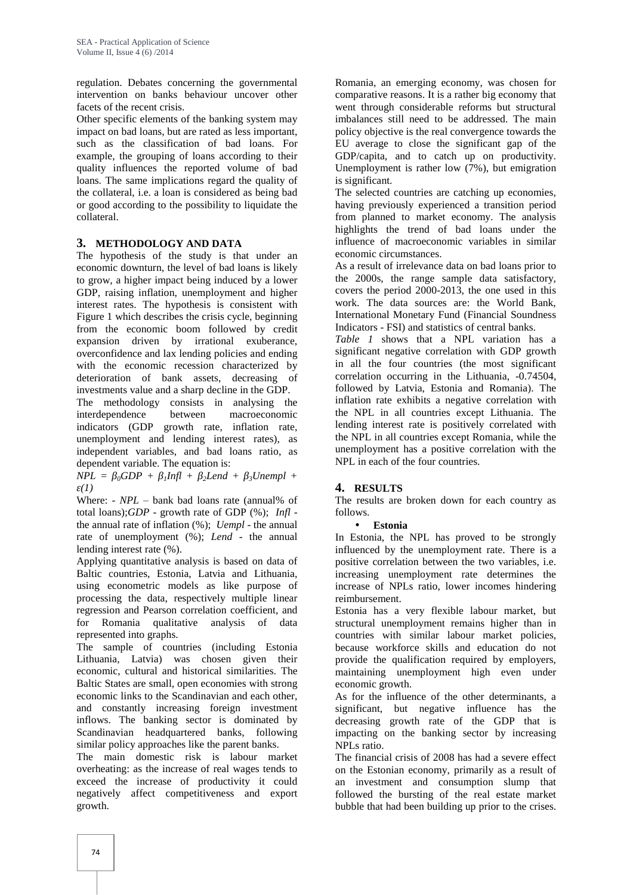regulation. Debates concerning the governmental intervention on banks behaviour uncover other facets of the recent crisis.

Other specific elements of the banking system may impact on bad loans, but are rated as less important, such as the classification of bad loans. For example, the grouping of loans according to their quality influences the reported volume of bad loans. The same implications regard the quality of the collateral, i.e. a loan is considered as being bad or good according to the possibility to liquidate the collateral.

## 3. METHODOLOGY AND DATA

The hypothesis of the study is that under an economic downturn, the level of bad loans is likely to grow, a higher impact being induced by a lower GDP, raising inflation, unemployment and higher interest rates. The hypothesis is consistent with Figure 1 which describes the crisis cycle, beginning from the economic boom followed by credit expansion driven by irrational exuberance, overconfidence and lax lending policies and ending with the economic recession characterized by deterioration of bank assets, decreasing of investments value and a sharp decline in the GDP.

The methodology consists in analysing the interdependence between macroeconomic indicators (GDP growth rate, inflation rate, unemployment and lending interest rates), as independent variables, and bad loans ratio, as dependent variable. The equation is:

$$NPL = \beta_0 GDP + \beta_1 Infl + \beta_2 Lend + \beta_3 Unempl + \varepsilon \quad (1)$$

Where: - *NPL* – bank bad loans rate (annual% of total loans);*GDP* - growth rate of GDP (%); *Infl* - the annual rate of inflation (%); *Uempl* - the annual rate of unemployment (%); *Lend* - the annual lending interest rate (%).

Applying quantitative analysis is based on data of Baltic countries, Estonia, Latvia and Lithuania, using econometric models as like purpose of processing the data, respectively multiple linear regression and Pearson correlation coefficient, and for Romania qualitative analysis of data represented into graphs.

The sample of countries (including Estonia Lithuania, Latvia) was chosen given their economic, cultural and historical similarities. The Baltic States are small, open economies with strong economic links to the Scandinavian and each other, and constantly increasing foreign investment inflows. The banking sector is dominated by Scandinavian headquartered banks, following similar policy approaches like the parent banks.

The main domestic risk is labour market overheating: as the increase of real wages tends to exceed the increase of productivity it could negatively affect competitiveness and export growth.

Romania, an emerging economy, was chosen for comparative reasons. It is a rather big economy that went through considerable reforms but structural imbalances still need to be addressed. The main policy objective is the real convergence towards the EU average to close the significant gap of the GDP/capita, and to catch up on productivity. Unemployment is rather low (7%), but emigration is significant.

The selected countries are catching up economies, having previously experienced a transition period from planned to market economy. The analysis highlights the trend of bad loans under the influence of macroeconomic variables in similar economic circumstances.

As a result of irrelevance data on bad loans prior to the 2000s, the range sample data satisfactory, covers the period 2000-2013, the one used in this work. The data sources are: the World Bank, International Monetary Fund (Financial Soundness Indicators - FSI) and statistics of central banks.

*Table 1* shows that a NPL variation has a significant negative correlation with GDP growth in all the four countries (the most significant correlation occurring in the Lithuania, -0.74504, followed by Latvia, Estonia and Romania). The inflation rate exhibits a negative correlation with the NPL in all countries except Lithuania. The lending interest rate is positively correlated with the NPL in all countries except Romania, while the unemployment has a positive correlation with the NPL in each of the four countries.

## 4. RESULTS

The results are broken down for each country as follows.

- **Estonia**

In Estonia, the NPL has proved to be strongly influenced by the unemployment rate. There is a positive correlation between the two variables, i.e. increasing unemployment rate determines the increase of NPLs ratio, lower incomes hindering reimbursement.

Estonia has a very flexible labour market, but structural unemployment remains higher than in countries with similar labour market policies, because workforce skills and education do not provide the qualification required by employers, maintaining unemployment high even under economic growth.

As for the influence of the other determinants, a significant, but negative influence has the decreasing growth rate of the GDP that is impacting on the banking sector by increasing NPLs ratio.

The financial crisis of 2008 has had a severe effect on the Estonian economy, primarily as a result of an investment and consumption slump that followed the bursting of the real estate market bubble that had been building up prior to the crises.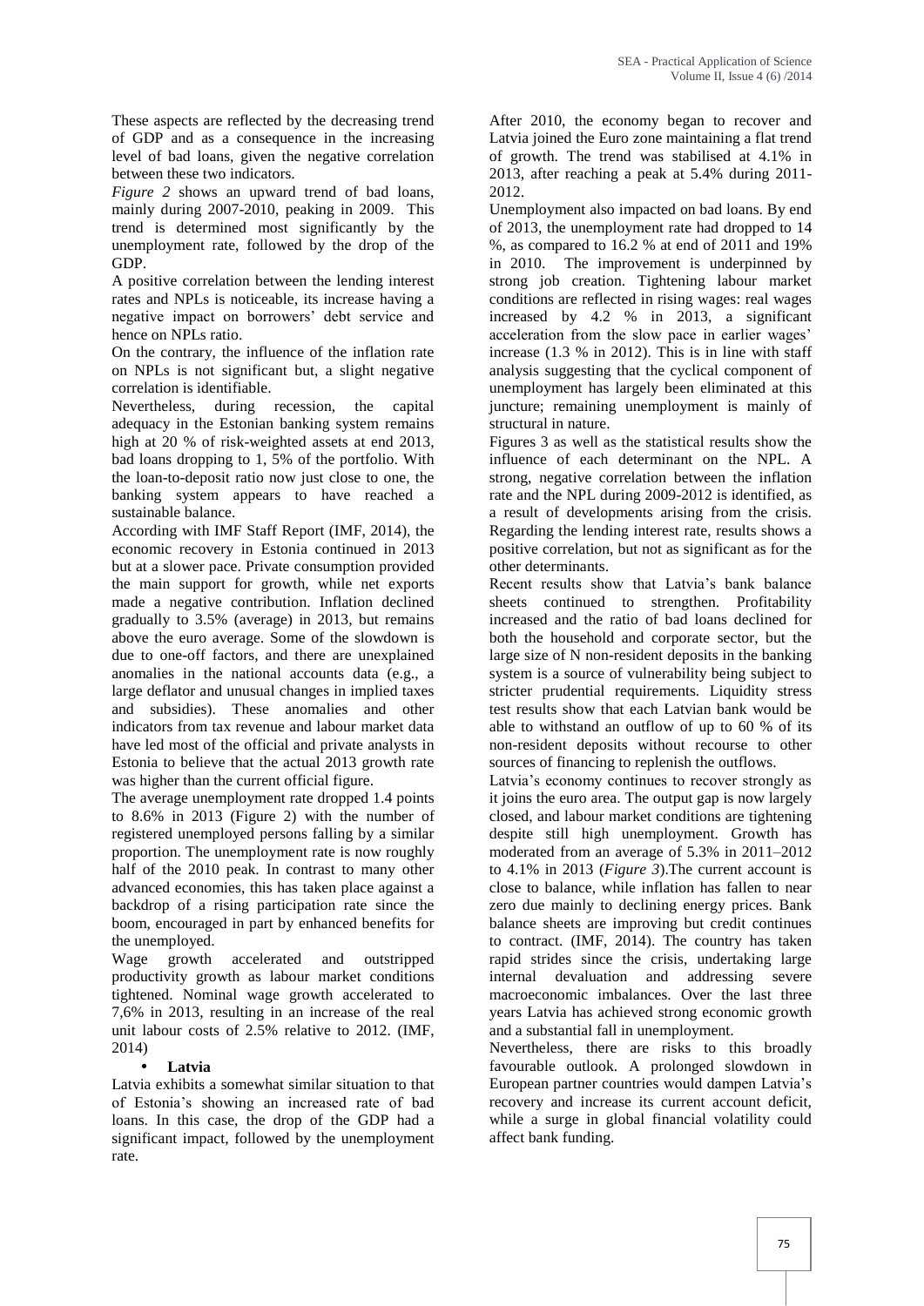These aspects are reflected by the decreasing trend of GDP and as a consequence in the increasing level of bad loans, given the negative correlation between these two indicators.

*Figure 2* shows an upward trend of bad loans, mainly during 2007-2010, peaking in 2009. This trend is determined most significantly by the unemployment rate, followed by the drop of the GDP.

A positive correlation between the lending interest rates and NPLs is noticeable, its increase having a negative impact on borrowers' debt service and hence on NPLs ratio.

On the contrary, the influence of the inflation rate on NPLs is not significant but, a slight negative correlation is identifiable.

Nevertheless, during recession, the capital adequacy in the Estonian banking system remains high at 20 % of risk-weighted assets at end 2013, bad loans dropping to 1, 5% of the portfolio. With the loan-to-deposit ratio now just close to one, the banking system appears to have reached a sustainable balance.

According with IMF Staff Report (IMF, 2014), the economic recovery in Estonia continued in 2013 but at a slower pace. Private consumption provided the main support for growth, while net exports made a negative contribution. Inflation declined gradually to 3.5% (average) in 2013, but remains above the euro average. Some of the slowdown is due to one-off factors, and there are unexplained anomalies in the national accounts data (e.g., a large deflator and unusual changes in implied taxes and subsidies). These anomalies and other indicators from tax revenue and labour market data have led most of the official and private analysts in Estonia to believe that the actual 2013 growth rate was higher than the current official figure.

The average unemployment rate dropped 1.4 points to 8.6% in 2013 (Figure 2) with the number of registered unemployed persons falling by a similar proportion. The unemployment rate is now roughly half of the 2010 peak. In contrast to many other advanced economies, this has taken place against a backdrop of a rising participation rate since the boom, encouraged in part by enhanced benefits for the unemployed.

Wage growth accelerated and outstripped productivity growth as labour market conditions tightened. Nominal wage growth accelerated to 7,6% in 2013, resulting in an increase of the real unit labour costs of 2.5% relative to 2012. (IMF, 2014)

- **Latvia**

Latvia exhibits a somewhat similar situation to that of Estonia's showing an increased rate of bad loans. In this case, the drop of the GDP had a significant impact, followed by the unemployment rate.

After 2010, the economy began to recover and Latvia joined the Euro zone maintaining a flat trend of growth. The trend was stabilised at 4.1% in 2013, after reaching a peak at 5.4% during 2011-2012.

Unemployment also impacted on bad loans. By end of 2013, the unemployment rate had dropped to 14 %, as compared to 16.2 % at end of 2011 and 19% in 2010. The improvement is underpinned by strong job creation. Tightening labour market conditions are reflected in rising wages: real wages increased by 4.2 % in 2013, a significant acceleration from the slow pace in earlier wages' increase (1.3 % in 2012). This is in line with staff analysis suggesting that the cyclical component of unemployment has largely been eliminated at this juncture; remaining unemployment is mainly of structural in nature.

Figures 3 as well as the statistical results show the influence of each determinant on the NPL. A strong, negative correlation between the inflation rate and the NPL during 2009-2012 is identified, as a result of developments arising from the crisis. Regarding the lending interest rate, results shows a positive correlation, but not as significant as for the other determinants.

Recent results show that Latvia's bank balance sheets continued to strengthen. Profitability increased and the ratio of bad loans declined for both the household and corporate sector, but the large size of N non-resident deposits in the banking system is a source of vulnerability being subject to stricter prudential requirements. Liquidity stress test results show that each Latvian bank would be able to withstand an outflow of up to 60 % of its non-resident deposits without recourse to other sources of financing to replenish the outflows.

Latvia's economy continues to recover strongly as it joins the euro area. The output gap is now largely closed, and labour market conditions are tightening despite still high unemployment. Growth has moderated from an average of 5.3% in 2011–2012 to 4.1% in 2013 (*Figure 3*).The current account is close to balance, while inflation has fallen to near zero due mainly to declining energy prices. Bank balance sheets are improving but credit continues to contract. (IMF, 2014). The country has taken rapid strides since the crisis, undertaking large internal devaluation and addressing severe macroeconomic imbalances. Over the last three years Latvia has achieved strong economic growth and a substantial fall in unemployment.

Nevertheless, there are risks to this broadly favourable outlook. A prolonged slowdown in European partner countries would dampen Latvia's recovery and increase its current account deficit, while a surge in global financial volatility could affect bank funding.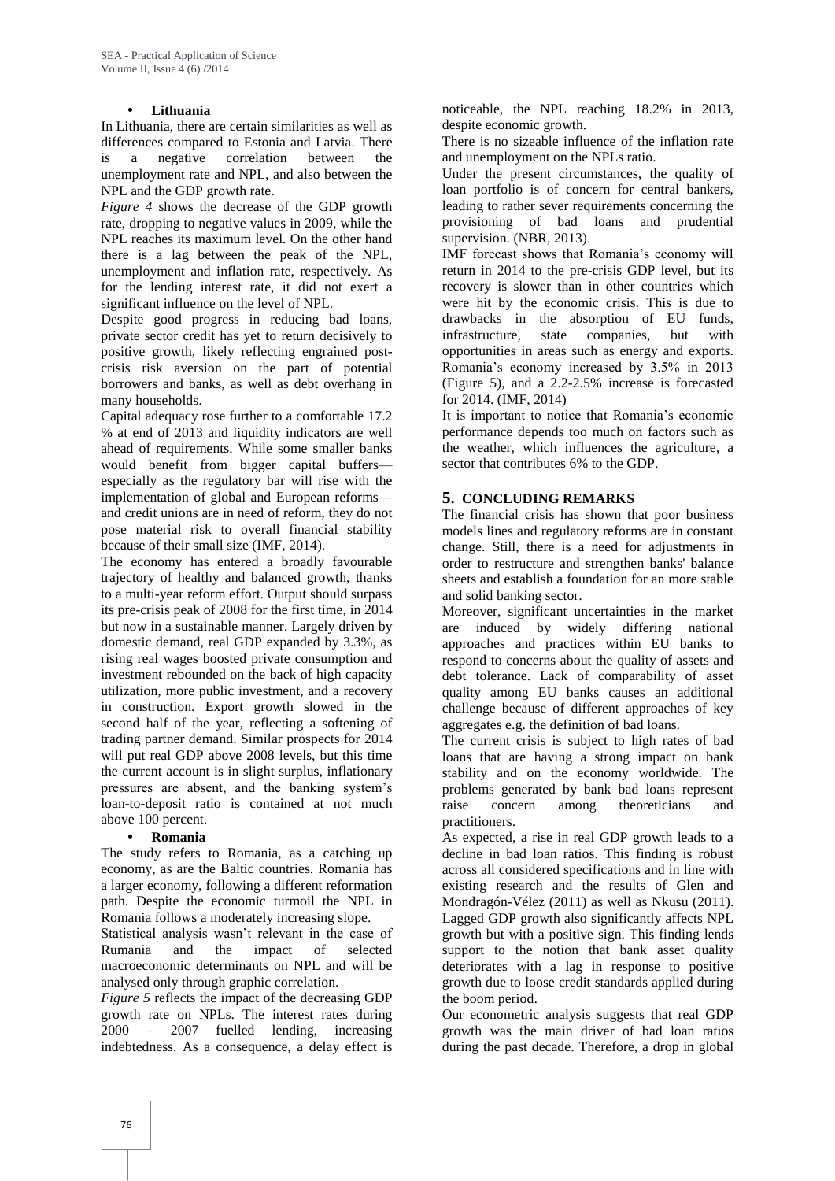- **Lithuania**

In Lithuania, there are certain similarities as well as differences compared to Estonia and Latvia. There is a negative correlation between the unemployment rate and NPL, and also between the NPL and the GDP growth rate.

*Figure 4* shows the decrease of the GDP growth rate, dropping to negative values in 2009, while the NPL reaches its maximum level. On the other hand there is a lag between the peak of the NPL, unemployment and inflation rate, respectively. As for the lending interest rate, it did not exert a significant influence on the level of NPL.

Despite good progress in reducing bad loans, private sector credit has yet to return decisively to positive growth, likely reflecting engrained post-crisis risk aversion on the part of potential borrowers and banks, as well as debt overhang in many households.

Capital adequacy rose further to a comfortable 17.2 % at end of 2013 and liquidity indicators are well ahead of requirements. While some smaller banks would benefit from bigger capital buffers—especially as the regulatory bar will rise with the implementation of global and European reforms—and credit unions are in need of reform, they do not pose material risk to overall financial stability because of their small size (IMF, 2014).

The economy has entered a broadly favourable trajectory of healthy and balanced growth, thanks to a multi-year reform effort. Output should surpass its pre-crisis peak of 2008 for the first time, in 2014 but now in a sustainable manner. Largely driven by domestic demand, real GDP expanded by 3.3%, as rising real wages boosted private consumption and investment rebounded on the back of high capacity utilization, more public investment, and a recovery in construction. Export growth slowed in the second half of the year, reflecting a softening of trading partner demand. Similar prospects for 2014 will put real GDP above 2008 levels, but this time the current account is in slight surplus, inflationary pressures are absent, and the banking system's loan-to-deposit ratio is contained at not much above 100 percent.

- **Romania**

The study refers to Romania, as a catching up economy, as are the Baltic countries. Romania has a larger economy, following a different reformation path. Despite the economic turmoil the NPL in Romania follows a moderately increasing slope.

Statistical analysis wasn't relevant in the case of Rumania and the impact of selected macroeconomic determinants on NPL and will be analysed only through graphic correlation.

*Figure 5* reflects the impact of the decreasing GDP growth rate on NPLs. The interest rates during 2000 – 2007 fuelled lending, increasing indebtedness. As a consequence, a delay effect is noticeable, the NPL reaching 18.2% in 2013, despite economic growth.

There is no sizeable influence of the inflation rate and unemployment on the NPLs ratio.

Under the present circumstances, the quality of loan portfolio is of concern for central bankers, leading to rather sever requirements concerning the provisioning of bad loans and prudential supervision. (NBR, 2013).

IMF forecast shows that Romania's economy will return in 2014 to the pre-crisis GDP level, but its recovery is slower than in other countries which were hit by the economic crisis. This is due to drawbacks in the absorption of EU funds, infrastructure, state companies, but with opportunities in areas such as energy and exports. Romania's economy increased by 3.5% in 2013 (Figure 5), and a 2.2-2.5% increase is forecasted for 2014. (IMF, 2014)

It is important to notice that Romania's economic performance depends too much on factors such as the weather, which influences the agriculture, a sector that contributes 6% to the GDP.

## 5. CONCLUDING REMARKS

The financial crisis has shown that poor business models lines and regulatory reforms are in constant change. Still, there is a need for adjustments in order to restructure and strengthen banks' balance sheets and establish a foundation for an more stable and solid banking sector.

Moreover, significant uncertainties in the market are induced by widely differing national approaches and practices within EU banks to respond to concerns about the quality of assets and debt tolerance. Lack of comparability of asset quality among EU banks causes an additional challenge because of different approaches of key aggregates e.g. the definition of bad loans.

The current crisis is subject to high rates of bad loans that are having a strong impact on bank stability and on the economy worldwide. The problems generated by bank bad loans represent raise concern among theoreticians and practitioners.

As expected, a rise in real GDP growth leads to a decline in bad loan ratios. This finding is robust across all considered specifications and in line with existing research and the results of Glen and Mondragón-Vélez (2011) as well as Nkusu (2011). Lagged GDP growth also significantly affects NPL growth but with a positive sign. This finding lends support to the notion that bank asset quality deteriorates with a lag in response to positive growth due to loose credit standards applied during the boom period.

Our econometric analysis suggests that real GDP growth was the main driver of bad loan ratios during the past decade. Therefore, a drop in global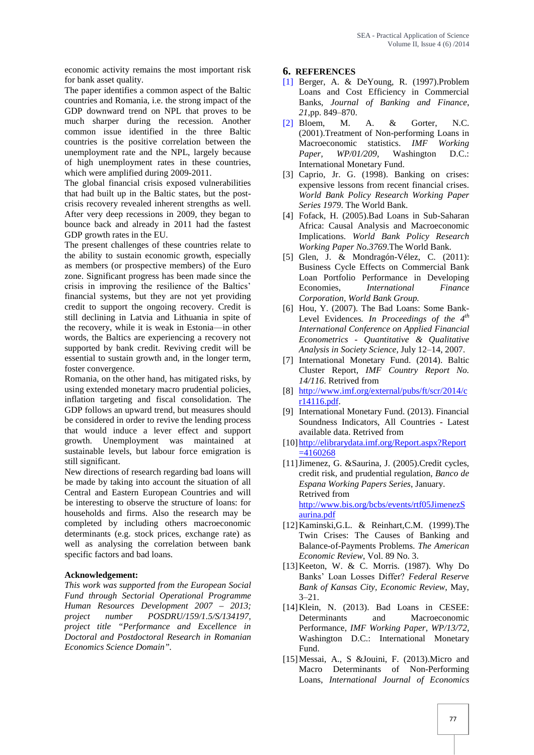economic activity remains the most important risk for bank asset quality.

The paper identifies a common aspect of the Baltic countries and Romania, i.e. the strong impact of the GDP downward trend on NPL that proves to be much sharper during the recession. Another common issue identified in the three Baltic countries is the positive correlation between the unemployment rate and the NPL, largely because of high unemployment rates in these countries, which were amplified during 2009-2011.

The global financial crisis exposed vulnerabilities that had built up in the Baltic states, but the post-crisis recovery revealed inherent strengths as well. After very deep recessions in 2009, they began to bounce back and already in 2011 had the fastest GDP growth rates in the EU.

The present challenges of these countries relate to the ability to sustain economic growth, especially as members (or prospective members) of the Euro zone. Significant progress has been made since the crisis in improving the resilience of the Baltics' financial systems, but they are not yet providing credit to support the ongoing recovery. Credit is still declining in Latvia and Lithuania in spite of the recovery, while it is weak in Estonia—in other words, the Baltics are experiencing a recovery not supported by bank credit. Reviving credit will be essential to sustain growth and, in the longer term, foster convergence.

Romania, on the other hand, has mitigated risks, by using extended monetary macro prudential policies, inflation targeting and fiscal consolidation. The GDP follows an upward trend, but measures should be considered in order to revive the lending process that would induce a lever effect and support growth. Unemployment was maintained at sustainable levels, but labour force emigration is still significant.

New directions of research regarding bad loans will be made by taking into account the situation of all Central and Eastern European Countries and will be interesting to observe the structure of loans: for households and firms. Also the research may be completed by including others macroeconomic determinants (e.g. stock prices, exchange rate) as well as analysing the correlation between bank specific factors and bad loans.

**Acknowledgement:**

*This work was supported from the European Social Fund through Sectorial Operational Programme Human Resources Development 2007 – 2013; project number POSDRU/159/1.5/S/134197, project title "Performance and Excellence in Doctoral and Postdoctoral Research in Romanian Economics Science Domain".*

## 6. REFERENCES

[1] Berger, A. & DeYoung, R. (1997).Problem Loans and Cost Efficiency in Commercial Banks, *Journal of Banking and Finance*, *21*,pp. 849–870.

[2] Bloem, M. A. & Gorter, N.C. (2001).Treatment of Non-performing Loans in Macroeconomic statistics. *IMF Working Paper, WP/01/209,* Washington D.C.: International Monetary Fund.

[3] Caprio, Jr. G. (1998). Banking on crises: expensive lessons from recent financial crises. *World Bank Policy Research Working Paper Series 1979*. The World Bank.

[4] Fofack, H. (2005).Bad Loans in Sub-Saharan Africa: Causal Analysis and Macroeconomic Implications. *World Bank Policy Research Working Paper No.3769*.The World Bank.

[5] Glen, J. & Mondragón-Vélez, C. (2011): Business Cycle Effects on Commercial Bank Loan Portfolio Performance in Developing Economies, *International Finance Corporation, World Bank Group.*

[6] Hou, Y. (2007). The Bad Loans: Some Bank-Level Evidences*. In Proceedings of the 4th International Conference on Applied Financial Econometrics - Quantitative & Qualitative Analysis in Society Science*, July 12–14, 2007.

[7] International Monetary Fund. (2014). Baltic Cluster Report, *IMF Country Report No. 14/116*. Retrived from

[8] http://www.imf.org/external/pubs/ft/scr/2014/cr14116.pdf.

[9] International Monetary Fund. (2013). Financial Soundness Indicators, All Countries - Latest available data. Retrived from

[10] http://elibrarydata.imf.org/Report.aspx?Report=4160268

[11] Jimenez, G. &Saurina, J. (2005).Credit cycles, credit risk, and prudential regulation, *Banco de Espana Working Papers Series*, January. Retrived from http://www.bis.org/bcbs/events/rtf05JimenezSaurina.pdf

[12] Kaminski,G.L. & Reinhart,C.M. (1999).The Twin Crises: The Causes of Banking and Balance-of-Payments Problems. *The American Economic Review*, Vol. 89 No. 3.

[13] Keeton, W. & C. Morris. (1987). Why Do Banks' Loan Losses Differ? *Federal Reserve Bank of Kansas City, Economic Review*, May, 3–21.

[14] Klein, N. (2013). Bad Loans in CESEE: Determinants and Macroeconomic Performance, *IMF Working Paper, WP/13/72*, Washington D.C.: International Monetary Fund.

[15] Messai, A., S &Jouini, F. (2013).Micro and Macro Determinants of Non-Performing Loans, *International Journal of Economics*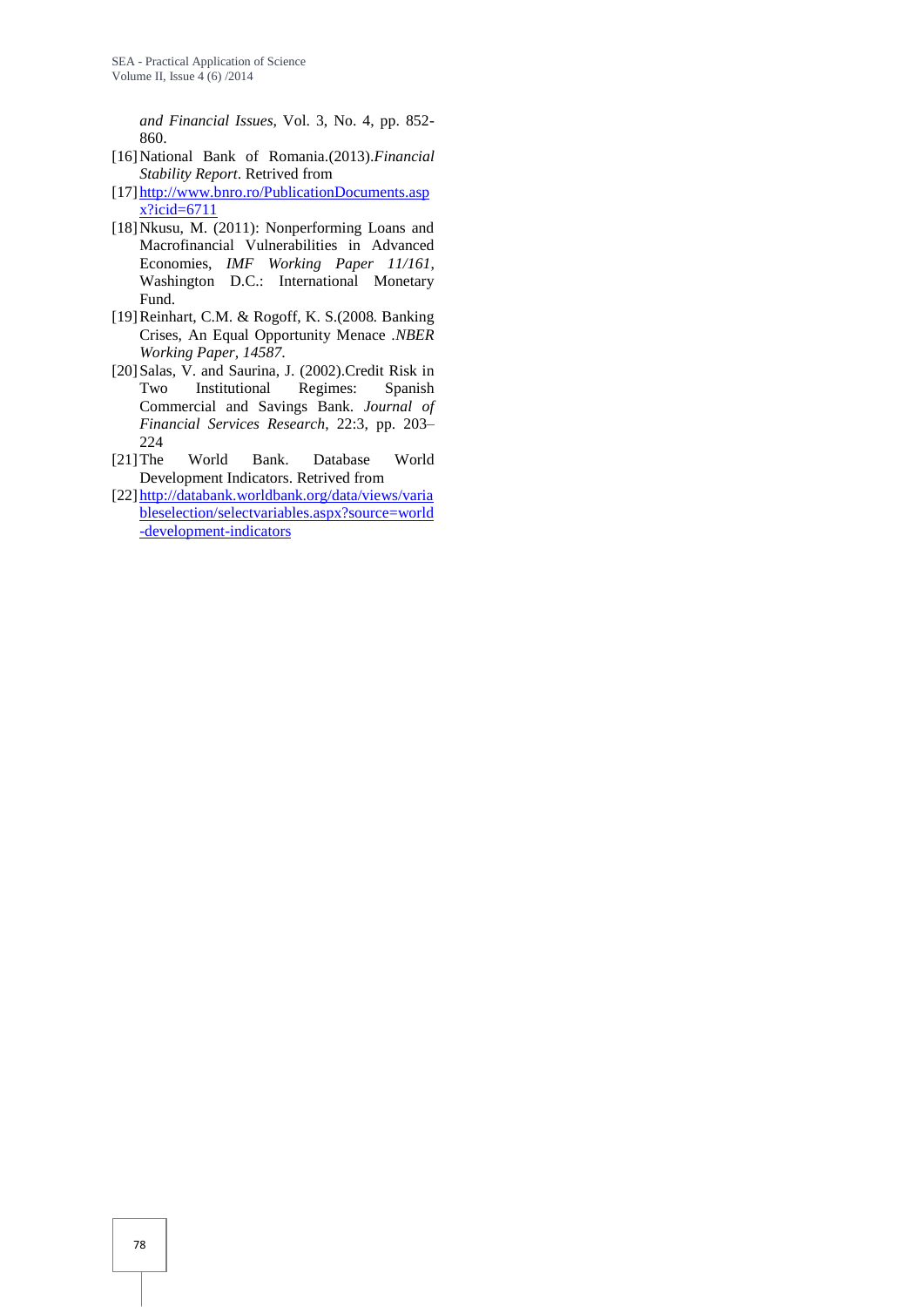*and Financial Issues*, Vol. 3, No. 4, pp. 852-860.

[16] National Bank of Romania.(2013).*Financial Stability Report*. Retrived from

[17] http://www.bnro.ro/PublicationDocuments.aspx?icid=6711

[18] Nkusu, M. (2011): Nonperforming Loans and Macrofinancial Vulnerabilities in Advanced Economies, *IMF Working Paper 11/161*, Washington D.C.: International Monetary Fund.

[19] Reinhart, C.M. & Rogoff, K. S.(2008*.* Banking Crises, An Equal Opportunity Menace .*NBER Working Paper, 14587*.

[20] Salas, V. and Saurina, J. (2002).Credit Risk in Two Institutional Regimes: Spanish Commercial and Savings Bank. *Journal of Financial Services Research*, 22:3, pp. 203–224

[21] The World Bank. Database World Development Indicators. Retrived from

[22] http://databank.worldbank.org/data/views/variableselection/selectvariables.aspx?source=world-development-indicators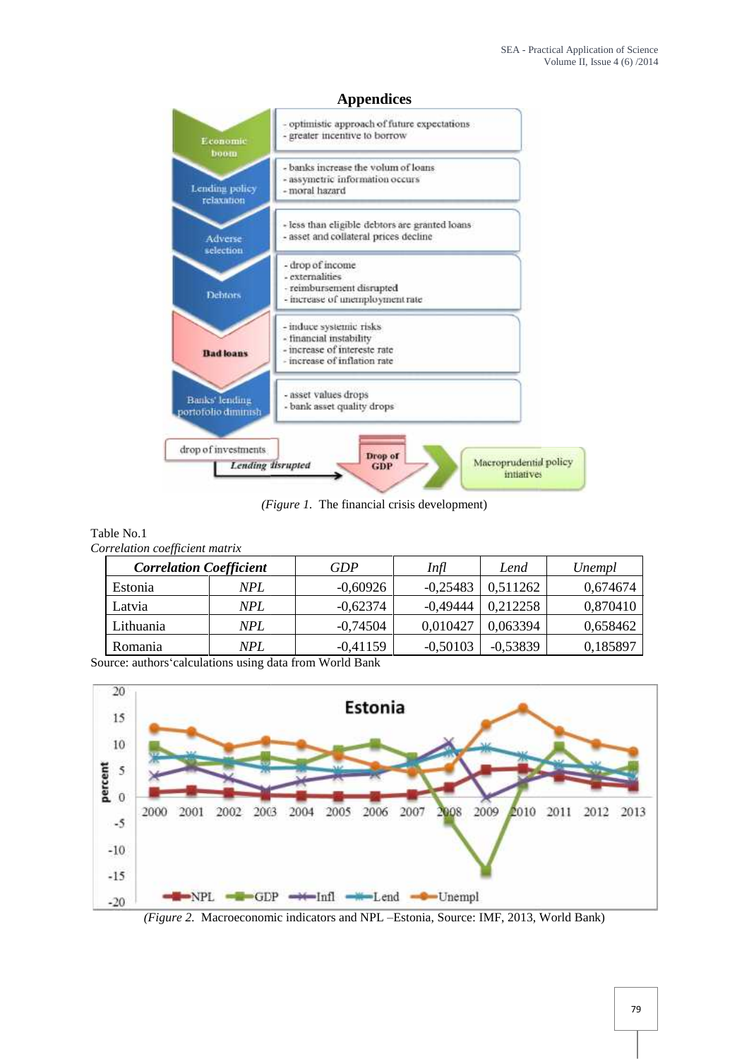## Appendices

(*Figure 1.* The financial crisis development)

Table No.1

*Correlation coefficient matrix*

| ***Correlation Coefficient*** | | *GDP* | *Infl* | *Lend* | *Unempl* |
|---|---|---|---|---|---|
| Estonia | *NPL* | -0,60926 | -0,25483 | 0,511262 | 0,674674 |
| Latvia | *NPL* | -0,62374 | -0,49444 | 0,212258 | 0,870410 |
| Lithuania | *NPL* | -0,74504 | 0,010427 | 0,063394 | 0,658462 |
| Romania | *NPL* | -0,41159 | -0,50103 | -0,53839 | 0,185897 |

Source: authors'calculations using data from World Bank

(*Figure 2.* Macroeconomic indicators and NPL –Estonia, Source: IMF, 2013, World Bank)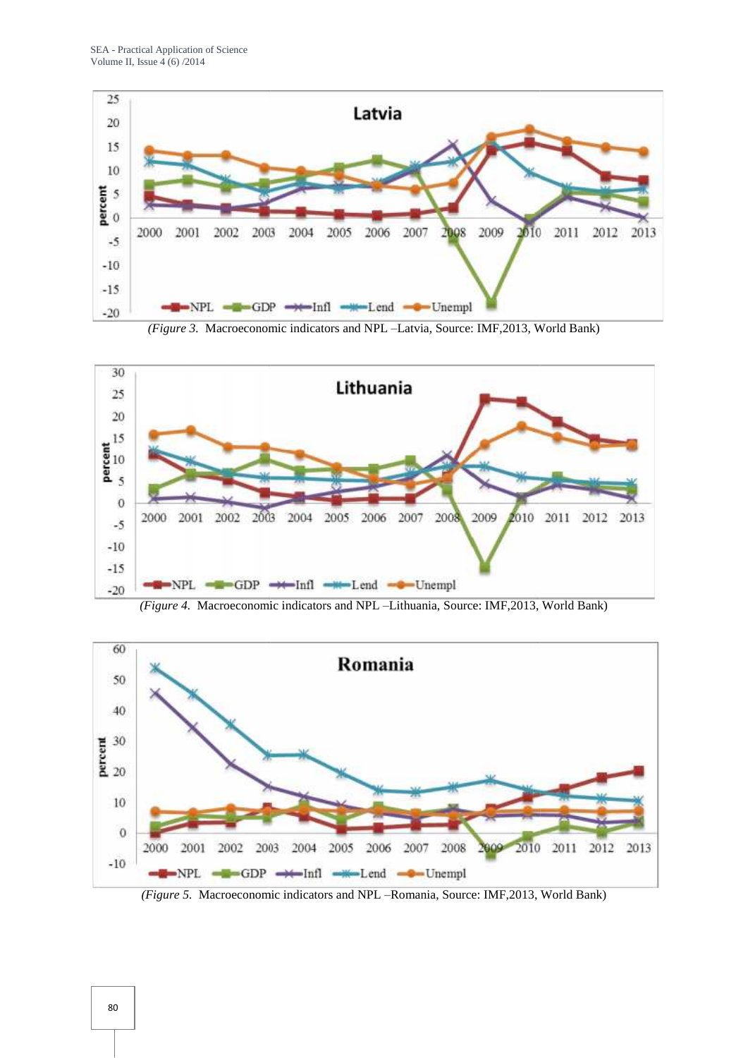Latvia

25
20
15
10
5
0
-5
-10
-15
-20

percent

2000 2001 2002 2003 2004 2005 2006 2007 2008 2009 2010 2011 2012 2013

NPL GDP Infl Lend Unempl

*(Figure 3.* Macroeconomic indicators and NPL –Latvia, Source: IMF,2013, World Bank)

Lithuania

30
25
20
15
10
5
0
-5
-10
-15
-20

percent

2000 2001 2002 2003 2004 2005 2006 2007 2008 2009 2010 2011 2012 2013

NPL GDP Infl Lend Unempl

*(Figure 4.* Macroeconomic indicators and NPL –Lithuania, Source: IMF,2013, World Bank)

Romania

60
50
40
30
20
10
0
-10

percent

2000 2001 2002 2003 2004 2005 2006 2007 2008 2009 2010 2011 2012 2013

NPL GDP Infl Lend Unempl

*(Figure 5.* Macroeconomic indicators and NPL –Romania, Source: IMF,2013, World Bank)